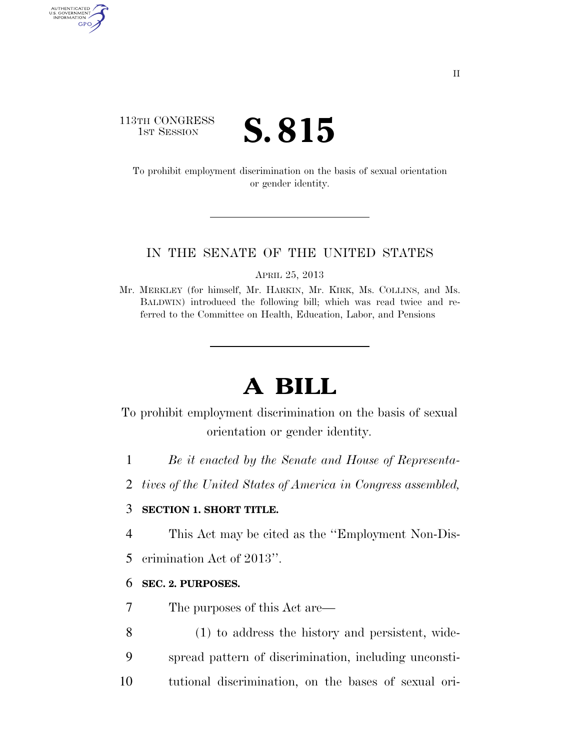113TH CONGRESS
1ST SESSION

# S. 815

To prohibit employment discrimination on the basis of sexual orientation or gender identity.

IN THE SENATE OF THE UNITED STATES

APRIL 25, 2013

Mr. MERKLEY (for himself, Mr. HARKIN, Mr. KIRK, Ms. COLLINS, and Ms. BALDWIN) introduced the following bill; which was read twice and referred to the Committee on Health, Education, Labor, and Pensions

# A BILL

To prohibit employment discrimination on the basis of sexual orientation or gender identity.

*Be it enacted by the Senate and House of Representatives of the United States of America in Congress assembled,*

**SECTION 1. SHORT TITLE.**

This Act may be cited as the ''Employment Non-Discrimination Act of 2013''.

**SEC. 2. PURPOSES.**

The purposes of this Act are—

(1) to address the history and persistent, widespread pattern of discrimination, including unconstitutional discrimination, on the bases of sexual ori-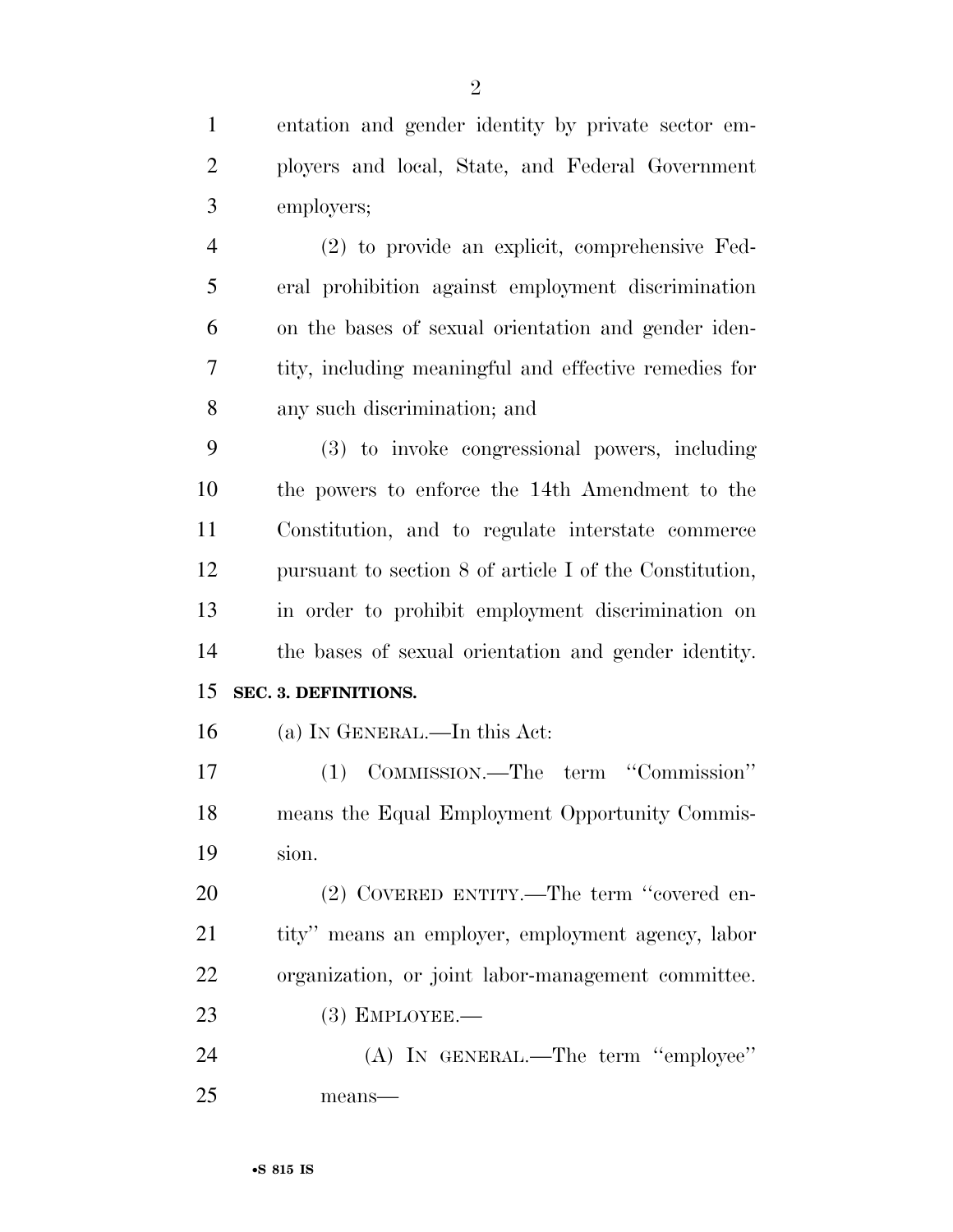entation and gender identity by private sector employers and local, State, and Federal Government employers;

(2) to provide an explicit, comprehensive Federal prohibition against employment discrimination on the bases of sexual orientation and gender identity, including meaningful and effective remedies for any such discrimination; and

(3) to invoke congressional powers, including the powers to enforce the 14th Amendment to the Constitution, and to regulate interstate commerce pursuant to section 8 of article I of the Constitution, in order to prohibit employment discrimination on the bases of sexual orientation and gender identity.

**SEC. 3. DEFINITIONS.**

(a) IN GENERAL.—In this Act:

(1) COMMISSION.—The term ''Commission'' means the Equal Employment Opportunity Commission.

(2) COVERED ENTITY.—The term ''covered entity'' means an employer, employment agency, labor organization, or joint labor-management committee.

(3) EMPLOYEE.—

(A) IN GENERAL.—The term ''employee'' means—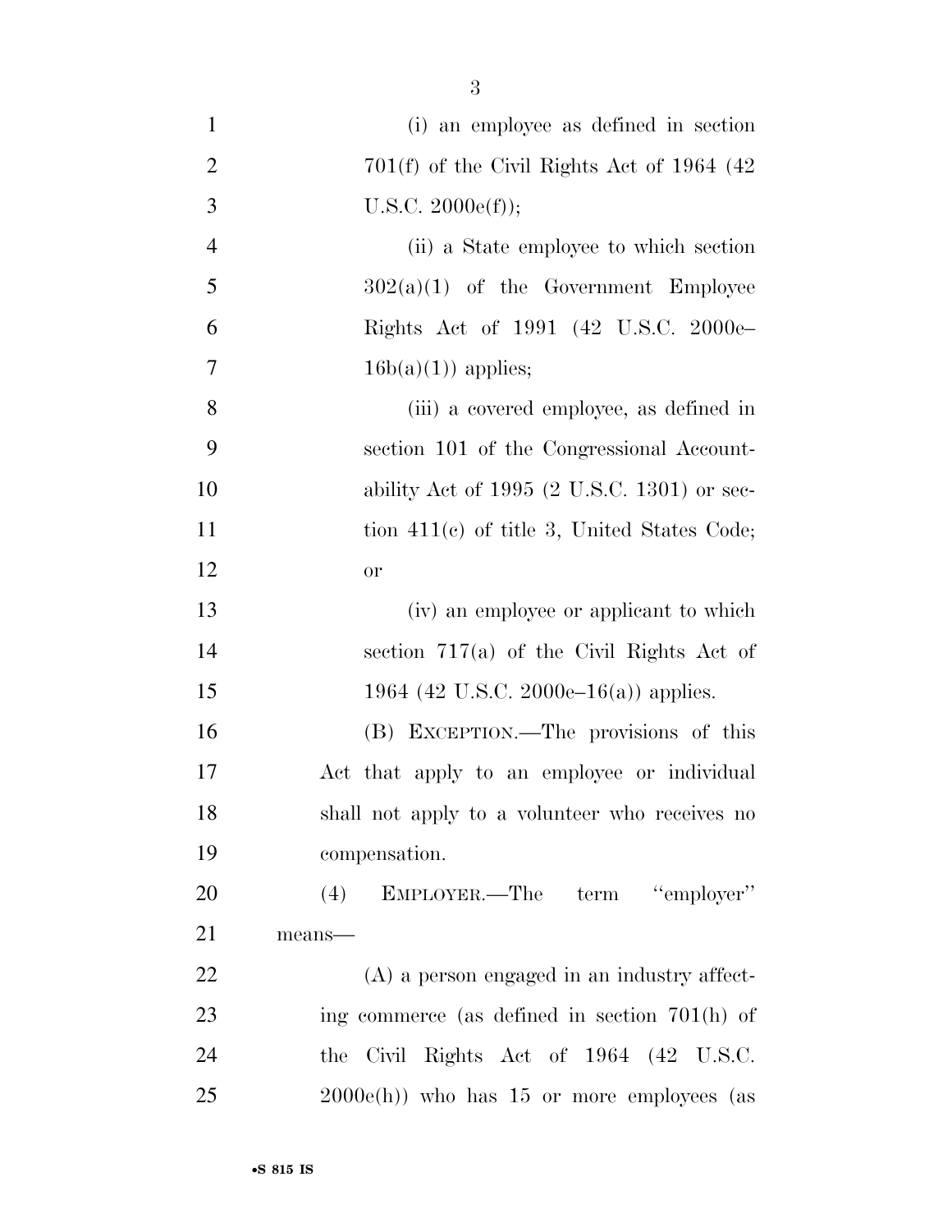(i) an employee as defined in section 701(f) of the Civil Rights Act of 1964 (42 U.S.C. 2000e(f));

(ii) a State employee to which section 302(a)(1) of the Government Employee Rights Act of 1991 (42 U.S.C. 2000e–16b(a)(1)) applies;

(iii) a covered employee, as defined in section 101 of the Congressional Accountability Act of 1995 (2 U.S.C. 1301) or section 411(c) of title 3, United States Code; or

(iv) an employee or applicant to which section 717(a) of the Civil Rights Act of 1964 (42 U.S.C. 2000e–16(a)) applies.

(B) EXCEPTION.—The provisions of this Act that apply to an employee or individual shall not apply to a volunteer who receives no compensation.

(4) EMPLOYER.—The term "employer" means—

(A) a person engaged in an industry affecting commerce (as defined in section 701(h) of the Civil Rights Act of 1964 (42 U.S.C. 2000e(h)) who has 15 or more employees (as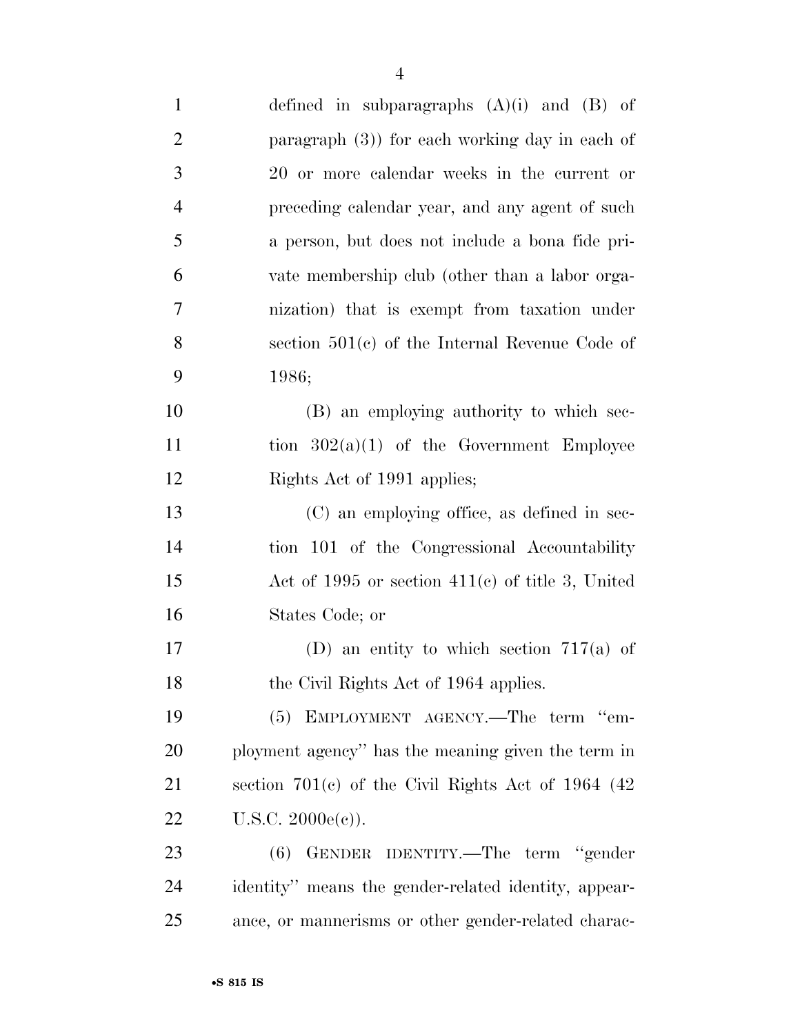defined in subparagraphs (A)(i) and (B) of paragraph (3)) for each working day in each of 20 or more calendar weeks in the current or preceding calendar year, and any agent of such a person, but does not include a bona fide private membership club (other than a labor organization) that is exempt from taxation under section 501(c) of the Internal Revenue Code of 1986;

(B) an employing authority to which section 302(a)(1) of the Government Employee Rights Act of 1991 applies;

(C) an employing office, as defined in section 101 of the Congressional Accountability Act of 1995 or section 411(c) of title 3, United States Code; or

(D) an entity to which section 717(a) of the Civil Rights Act of 1964 applies.

(5) EMPLOYMENT AGENCY.—The term ''employment agency'' has the meaning given the term in section 701(c) of the Civil Rights Act of 1964 (42 U.S.C. 2000e(c)).

(6) GENDER IDENTITY.—The term ''gender identity'' means the gender-related identity, appearance, or mannerisms or other gender-related charac-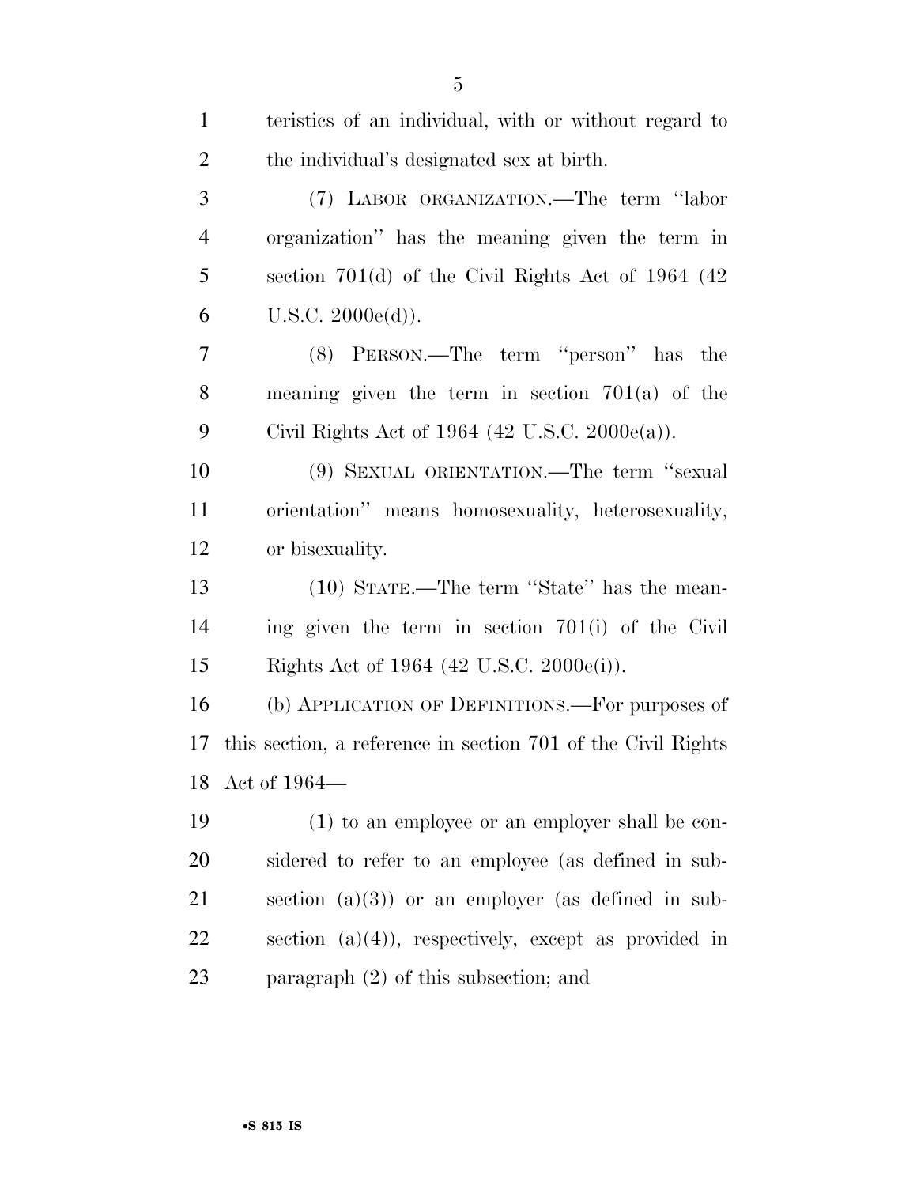teristics of an individual, with or without regard to the individual's designated sex at birth.

(7) LABOR ORGANIZATION.—The term ''labor organization'' has the meaning given the term in section 701(d) of the Civil Rights Act of 1964 (42 U.S.C. 2000e(d)).

(8) PERSON.—The term ''person'' has the meaning given the term in section 701(a) of the Civil Rights Act of 1964 (42 U.S.C. 2000e(a)).

(9) SEXUAL ORIENTATION.—The term ''sexual orientation'' means homosexuality, heterosexuality, or bisexuality.

(10) STATE.—The term ''State'' has the meaning given the term in section 701(i) of the Civil Rights Act of 1964 (42 U.S.C. 2000e(i)).

(b) APPLICATION OF DEFINITIONS.—For purposes of this section, a reference in section 701 of the Civil Rights Act of 1964—

(1) to an employee or an employer shall be considered to refer to an employee (as defined in subsection (a)(3)) or an employer (as defined in subsection (a)(4)), respectively, except as provided in paragraph (2) of this subsection; and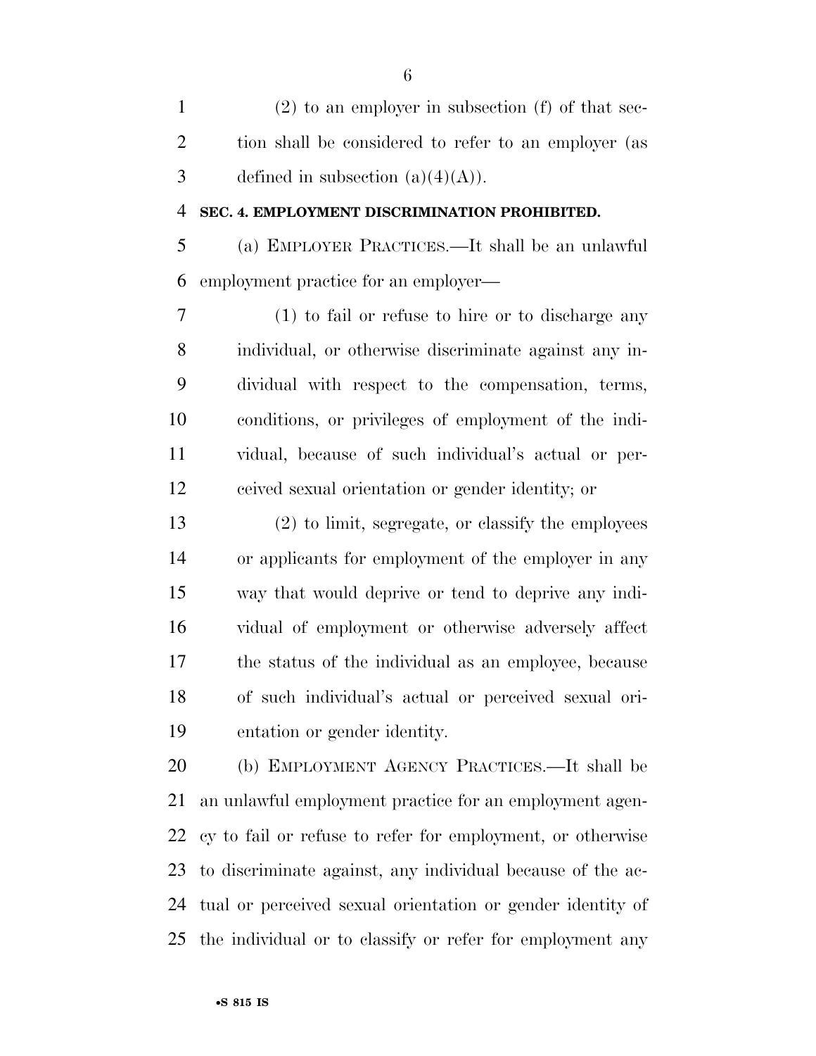(2) to an employer in subsection (f) of that section shall be considered to refer to an employer (as defined in subsection (a)(4)(A)).

**SEC. 4. EMPLOYMENT DISCRIMINATION PROHIBITED.**

(a) EMPLOYER PRACTICES.—It shall be an unlawful employment practice for an employer—

(1) to fail or refuse to hire or to discharge any individual, or otherwise discriminate against any individual with respect to the compensation, terms, conditions, or privileges of employment of the individual, because of such individual's actual or perceived sexual orientation or gender identity; or

(2) to limit, segregate, or classify the employees or applicants for employment of the employer in any way that would deprive or tend to deprive any individual of employment or otherwise adversely affect the status of the individual as an employee, because of such individual's actual or perceived sexual orientation or gender identity.

(b) EMPLOYMENT AGENCY PRACTICES.—It shall be an unlawful employment practice for an employment agency to fail or refuse to refer for employment, or otherwise to discriminate against, any individual because of the actual or perceived sexual orientation or gender identity of the individual or to classify or refer for employment any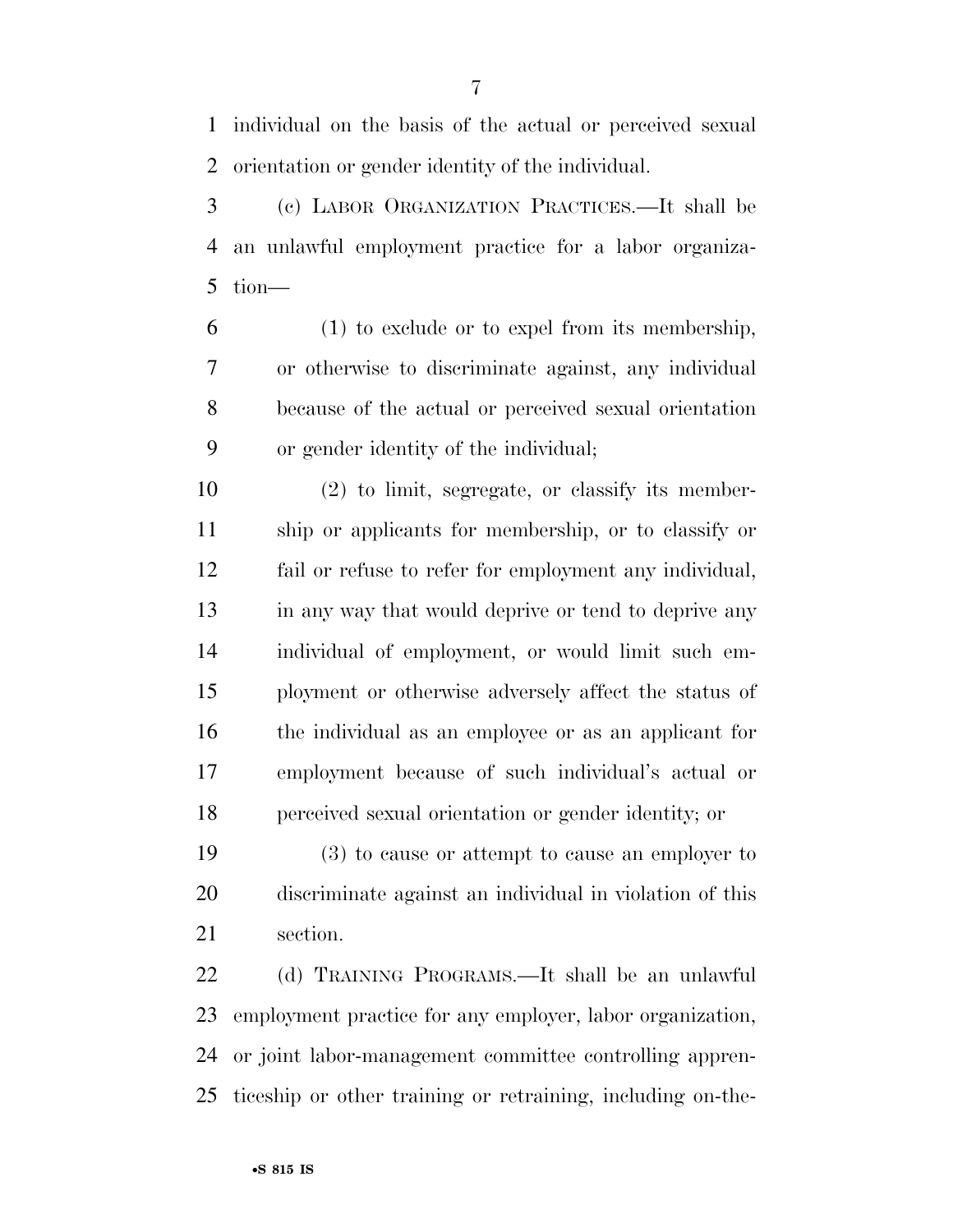individual on the basis of the actual or perceived sexual orientation or gender identity of the individual.

(c) LABOR ORGANIZATION PRACTICES.—It shall be an unlawful employment practice for a labor organization—

(1) to exclude or to expel from its membership, or otherwise to discriminate against, any individual because of the actual or perceived sexual orientation or gender identity of the individual;

(2) to limit, segregate, or classify its membership or applicants for membership, or to classify or fail or refuse to refer for employment any individual, in any way that would deprive or tend to deprive any individual of employment, or would limit such employment or otherwise adversely affect the status of the individual as an employee or as an applicant for employment because of such individual's actual or perceived sexual orientation or gender identity; or

(3) to cause or attempt to cause an employer to discriminate against an individual in violation of this section.

(d) TRAINING PROGRAMS.—It shall be an unlawful employment practice for any employer, labor organization, or joint labor-management committee controlling apprenticeship or other training or retraining, including on-the-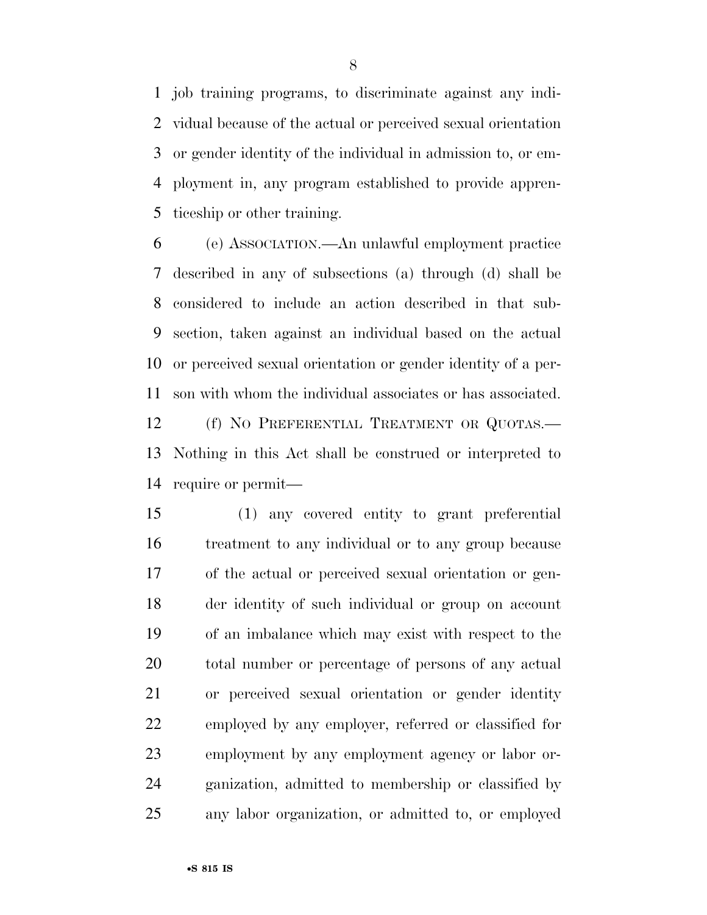job training programs, to discriminate against any individual because of the actual or perceived sexual orientation or gender identity of the individual in admission to, or employment in, any program established to provide apprenticeship or other training.

(e) ASSOCIATION.—An unlawful employment practice described in any of subsections (a) through (d) shall be considered to include an action described in that subsection, taken against an individual based on the actual or perceived sexual orientation or gender identity of a person with whom the individual associates or has associated.

(f) NO PREFERENTIAL TREATMENT OR QUOTAS.—Nothing in this Act shall be construed or interpreted to require or permit—

(1) any covered entity to grant preferential treatment to any individual or to any group because of the actual or perceived sexual orientation or gender identity of such individual or group on account of an imbalance which may exist with respect to the total number or percentage of persons of any actual or perceived sexual orientation or gender identity employed by any employer, referred or classified for employment by any employment agency or labor organization, admitted to membership or classified by any labor organization, or admitted to, or employed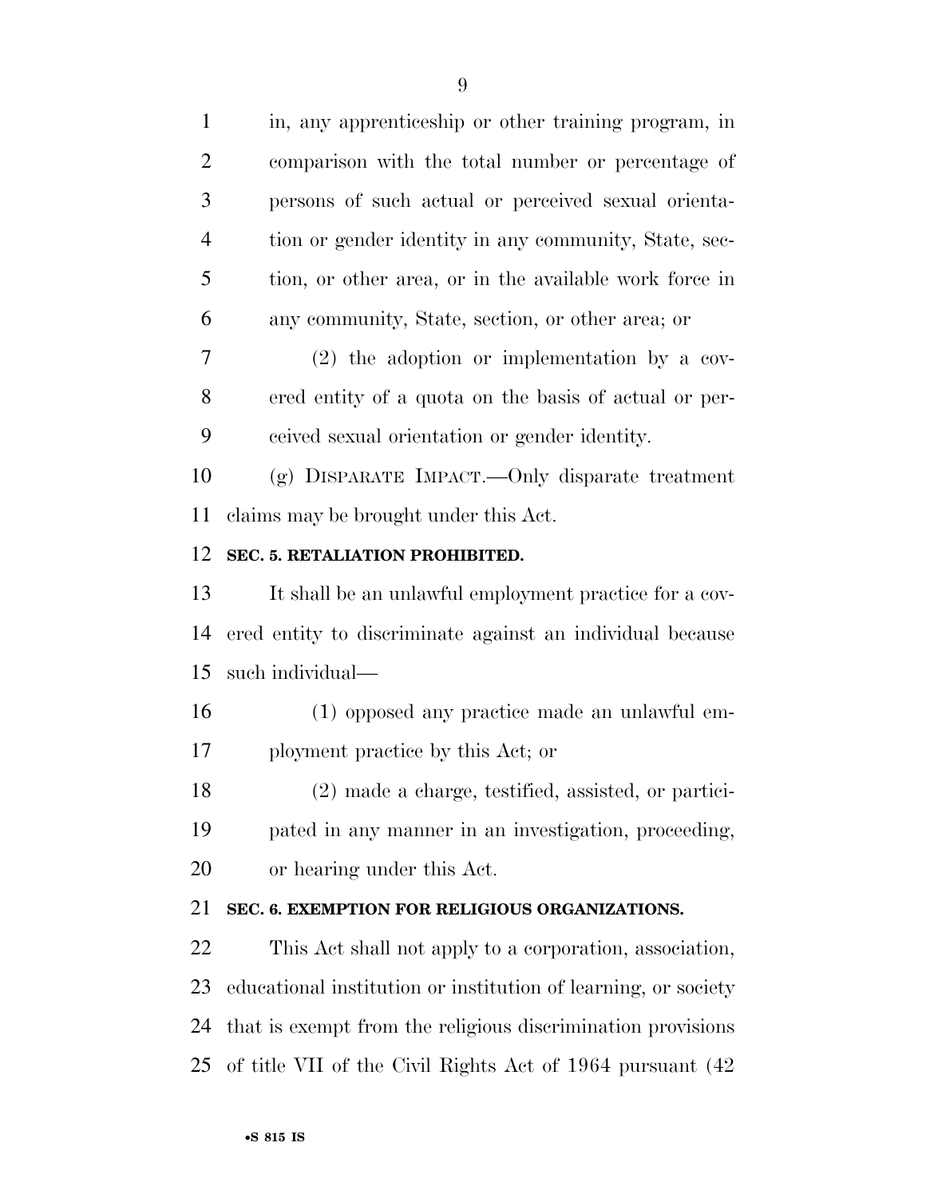in, any apprenticeship or other training program, in comparison with the total number or percentage of persons of such actual or perceived sexual orientation or gender identity in any community, State, section, or other area, or in the available work force in any community, State, section, or other area; or

(2) the adoption or implementation by a covered entity of a quota on the basis of actual or perceived sexual orientation or gender identity.

(g) DISPARATE IMPACT.—Only disparate treatment claims may be brought under this Act.

**SEC. 5. RETALIATION PROHIBITED.**

It shall be an unlawful employment practice for a covered entity to discriminate against an individual because such individual—

(1) opposed any practice made an unlawful employment practice by this Act; or

(2) made a charge, testified, assisted, or participated in any manner in an investigation, proceeding, or hearing under this Act.

**SEC. 6. EXEMPTION FOR RELIGIOUS ORGANIZATIONS.**

This Act shall not apply to a corporation, association, educational institution or institution of learning, or society that is exempt from the religious discrimination provisions of title VII of the Civil Rights Act of 1964 pursuant (42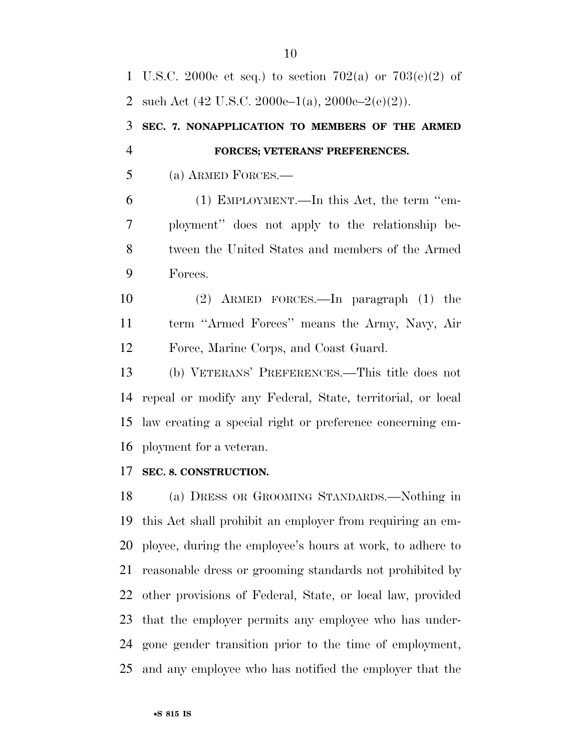U.S.C. 2000e et seq.) to section 702(a) or 703(e)(2) of such Act (42 U.S.C. 2000e–1(a), 2000e–2(e)(2)).

**SEC. 7. NONAPPLICATION TO MEMBERS OF THE ARMED FORCES; VETERANS' PREFERENCES.**

(a) ARMED FORCES.—

(1) EMPLOYMENT.—In this Act, the term ''employment'' does not apply to the relationship between the United States and members of the Armed Forces.

(2) ARMED FORCES.—In paragraph (1) the term ''Armed Forces'' means the Army, Navy, Air Force, Marine Corps, and Coast Guard.

(b) VETERANS' PREFERENCES.—This title does not repeal or modify any Federal, State, territorial, or local law creating a special right or preference concerning employment for a veteran.

**SEC. 8. CONSTRUCTION.**

(a) DRESS OR GROOMING STANDARDS.—Nothing in this Act shall prohibit an employer from requiring an employee, during the employee's hours at work, to adhere to reasonable dress or grooming standards not prohibited by other provisions of Federal, State, or local law, provided that the employer permits any employee who has undergone gender transition prior to the time of employment, and any employee who has notified the employer that the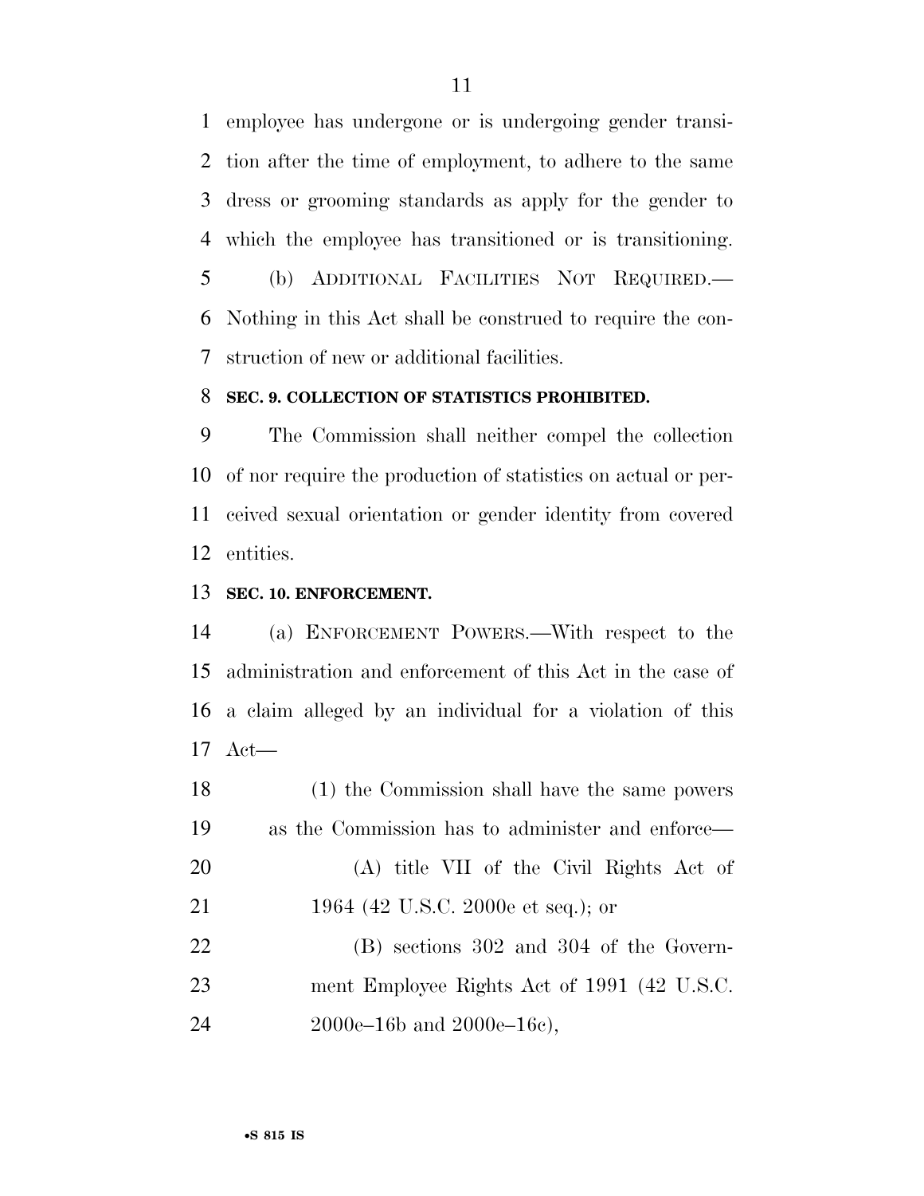employee has undergone or is undergoing gender transition after the time of employment, to adhere to the same dress or grooming standards as apply for the gender to which the employee has transitioned or is transitioning.

(b) ADDITIONAL FACILITIES NOT REQUIRED.—Nothing in this Act shall be construed to require the construction of new or additional facilities.

**SEC. 9. COLLECTION OF STATISTICS PROHIBITED.**

The Commission shall neither compel the collection of nor require the production of statistics on actual or perceived sexual orientation or gender identity from covered entities.

**SEC. 10. ENFORCEMENT.**

(a) ENFORCEMENT POWERS.—With respect to the administration and enforcement of this Act in the case of a claim alleged by an individual for a violation of this Act—

(1) the Commission shall have the same powers as the Commission has to administer and enforce—

(A) title VII of the Civil Rights Act of 1964 (42 U.S.C. 2000e et seq.); or

(B) sections 302 and 304 of the Government Employee Rights Act of 1991 (42 U.S.C. 2000e–16b and 2000e–16c),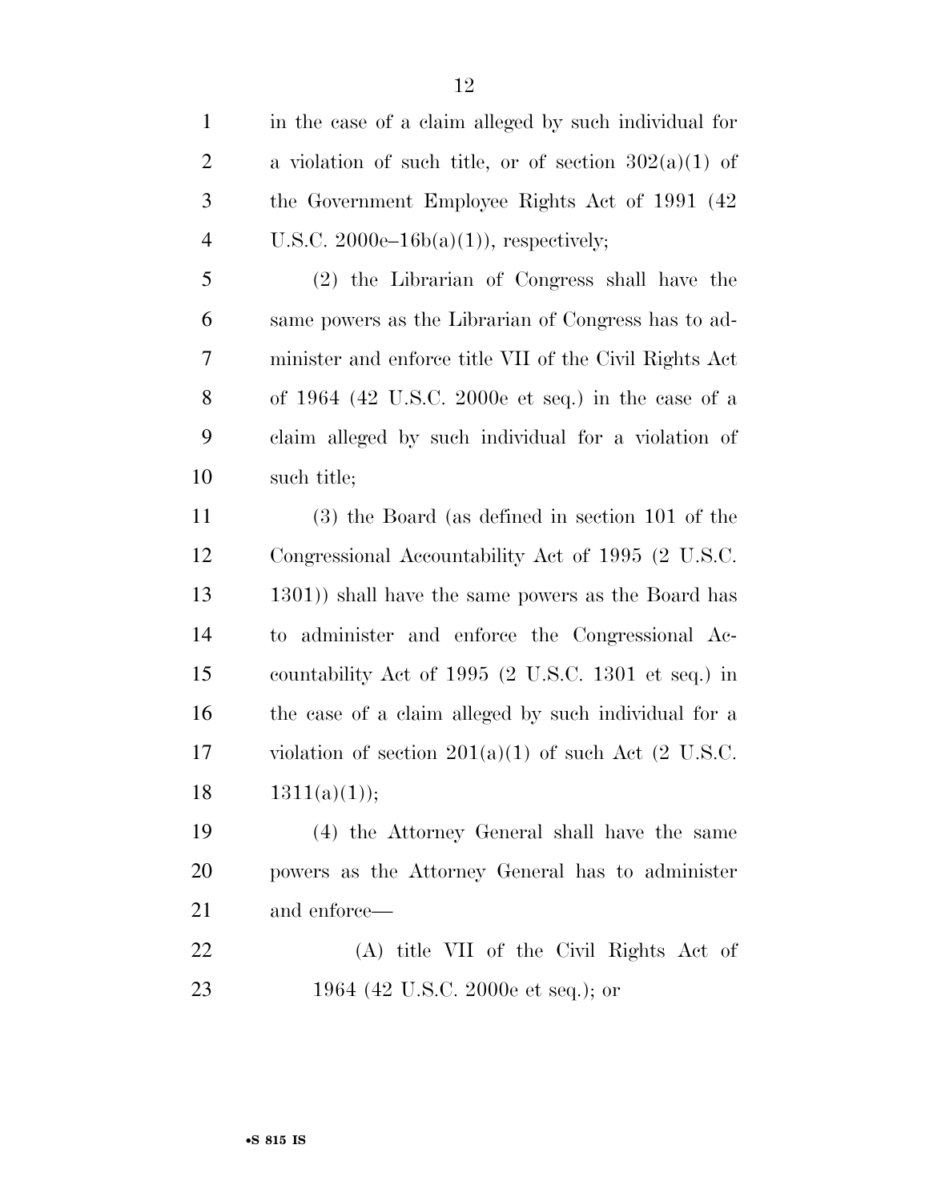in the case of a claim alleged by such individual for a violation of such title, or of section 302(a)(1) of the Government Employee Rights Act of 1991 (42 U.S.C. 2000e–16b(a)(1)), respectively;

(2) the Librarian of Congress shall have the same powers as the Librarian of Congress has to administer and enforce title VII of the Civil Rights Act of 1964 (42 U.S.C. 2000e et seq.) in the case of a claim alleged by such individual for a violation of such title;

(3) the Board (as defined in section 101 of the Congressional Accountability Act of 1995 (2 U.S.C. 1301)) shall have the same powers as the Board has to administer and enforce the Congressional Accountability Act of 1995 (2 U.S.C. 1301 et seq.) in the case of a claim alleged by such individual for a violation of section 201(a)(1) of such Act (2 U.S.C. 1311(a)(1));

(4) the Attorney General shall have the same powers as the Attorney General has to administer and enforce—

(A) title VII of the Civil Rights Act of 1964 (42 U.S.C. 2000e et seq.); or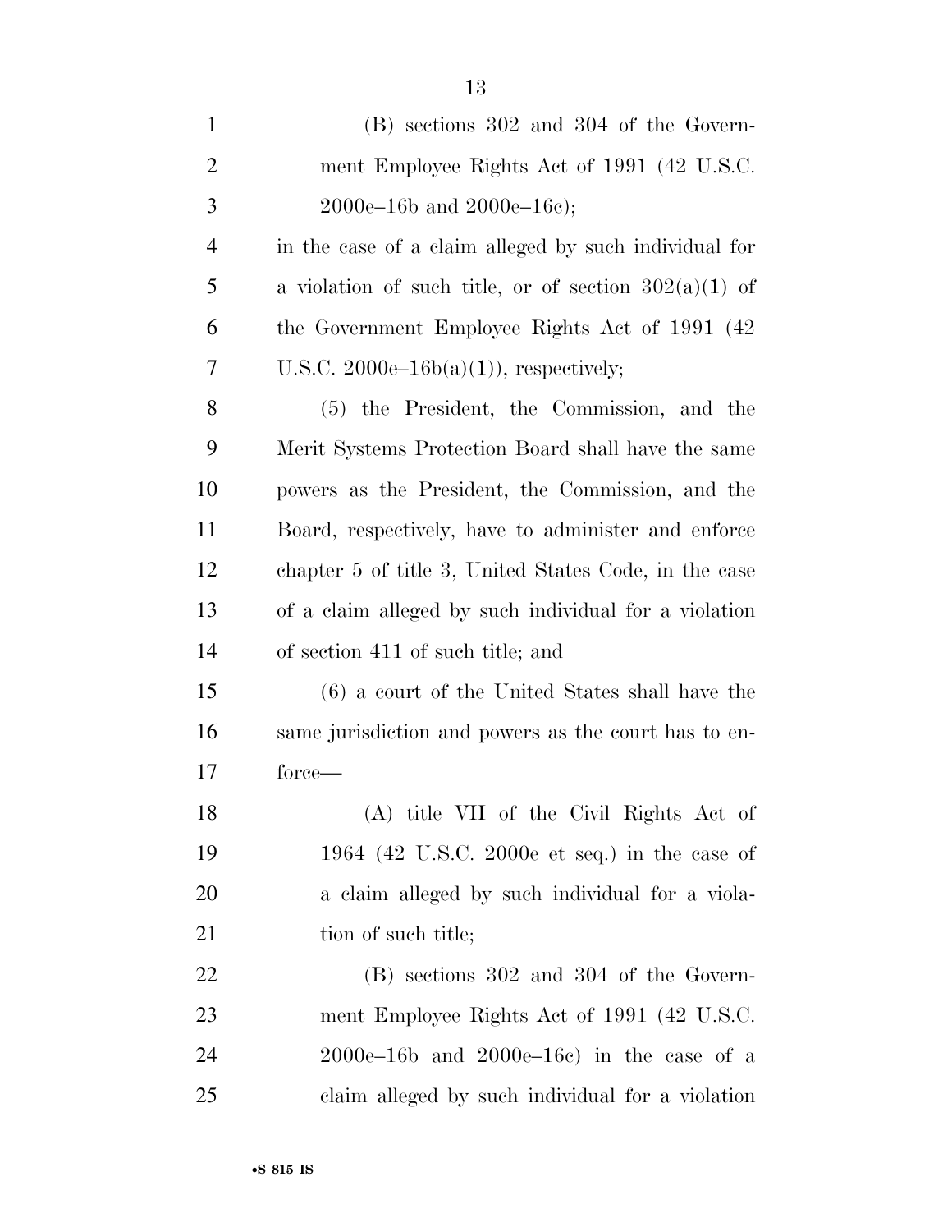(B) sections 302 and 304 of the Government Employee Rights Act of 1991 (42 U.S.C. 2000e–16b and 2000e–16c);

in the case of a claim alleged by such individual for a violation of such title, or of section 302(a)(1) of the Government Employee Rights Act of 1991 (42 U.S.C. 2000e–16b(a)(1)), respectively;

(5) the President, the Commission, and the Merit Systems Protection Board shall have the same powers as the President, the Commission, and the Board, respectively, have to administer and enforce chapter 5 of title 3, United States Code, in the case of a claim alleged by such individual for a violation of section 411 of such title; and

(6) a court of the United States shall have the same jurisdiction and powers as the court has to enforce—

(A) title VII of the Civil Rights Act of 1964 (42 U.S.C. 2000e et seq.) in the case of a claim alleged by such individual for a violation of such title;

(B) sections 302 and 304 of the Government Employee Rights Act of 1991 (42 U.S.C. 2000e–16b and 2000e–16c) in the case of a claim alleged by such individual for a violation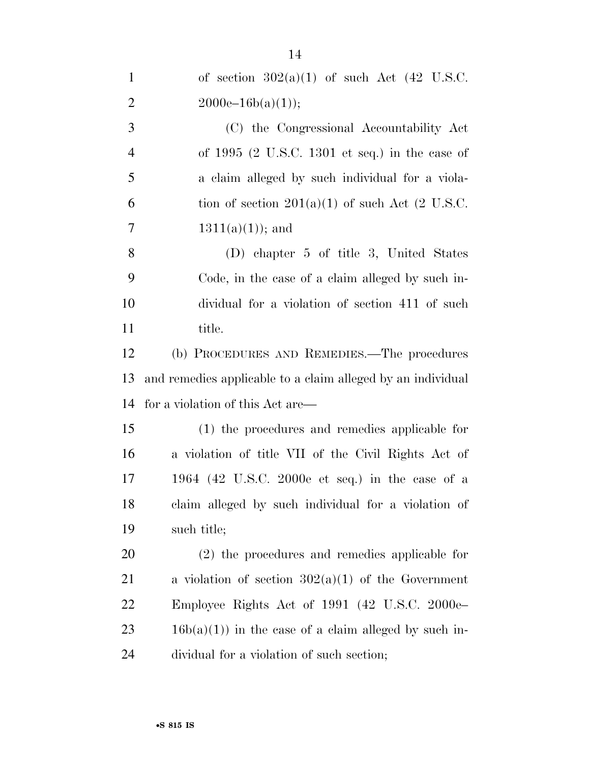of section 302(a)(1) of such Act (42 U.S.C. 2000e–16b(a)(1));

(C) the Congressional Accountability Act of 1995 (2 U.S.C. 1301 et seq.) in the case of a claim alleged by such individual for a violation of section 201(a)(1) of such Act (2 U.S.C. 1311(a)(1)); and

(D) chapter 5 of title 3, United States Code, in the case of a claim alleged by such individual for a violation of section 411 of such title.

(b) PROCEDURES AND REMEDIES.—The procedures and remedies applicable to a claim alleged by an individual for a violation of this Act are—

(1) the procedures and remedies applicable for a violation of title VII of the Civil Rights Act of 1964 (42 U.S.C. 2000e et seq.) in the case of a claim alleged by such individual for a violation of such title;

(2) the procedures and remedies applicable for a violation of section 302(a)(1) of the Government Employee Rights Act of 1991 (42 U.S.C. 2000e–16b(a)(1)) in the case of a claim alleged by such individual for a violation of such section;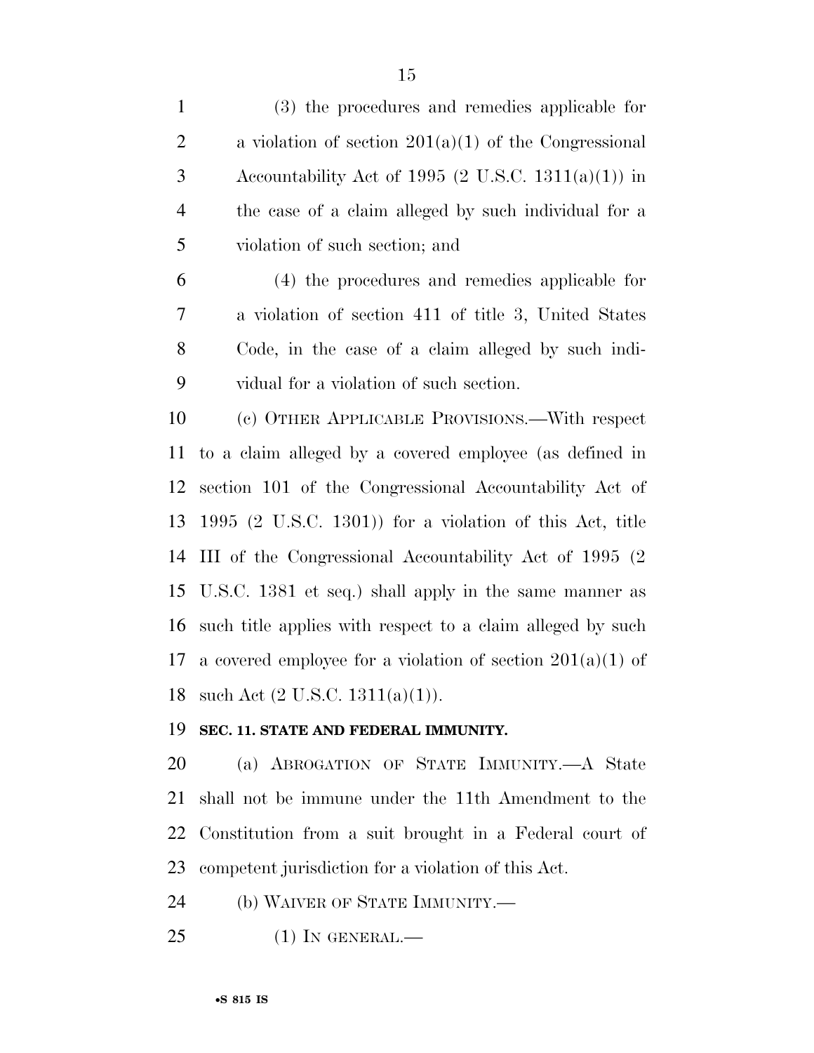(3) the procedures and remedies applicable for a violation of section 201(a)(1) of the Congressional Accountability Act of 1995 (2 U.S.C. 1311(a)(1)) in the case of a claim alleged by such individual for a violation of such section; and

(4) the procedures and remedies applicable for a violation of section 411 of title 3, United States Code, in the case of a claim alleged by such individual for a violation of such section.

(c) OTHER APPLICABLE PROVISIONS.—With respect to a claim alleged by a covered employee (as defined in section 101 of the Congressional Accountability Act of 1995 (2 U.S.C. 1301)) for a violation of this Act, title III of the Congressional Accountability Act of 1995 (2 U.S.C. 1381 et seq.) shall apply in the same manner as such title applies with respect to a claim alleged by such a covered employee for a violation of section 201(a)(1) of such Act (2 U.S.C. 1311(a)(1)).

**SEC. 11. STATE AND FEDERAL IMMUNITY.**

(a) ABROGATION OF STATE IMMUNITY.—A State shall not be immune under the 11th Amendment to the Constitution from a suit brought in a Federal court of competent jurisdiction for a violation of this Act.

(b) WAIVER OF STATE IMMUNITY.—

(1) IN GENERAL.—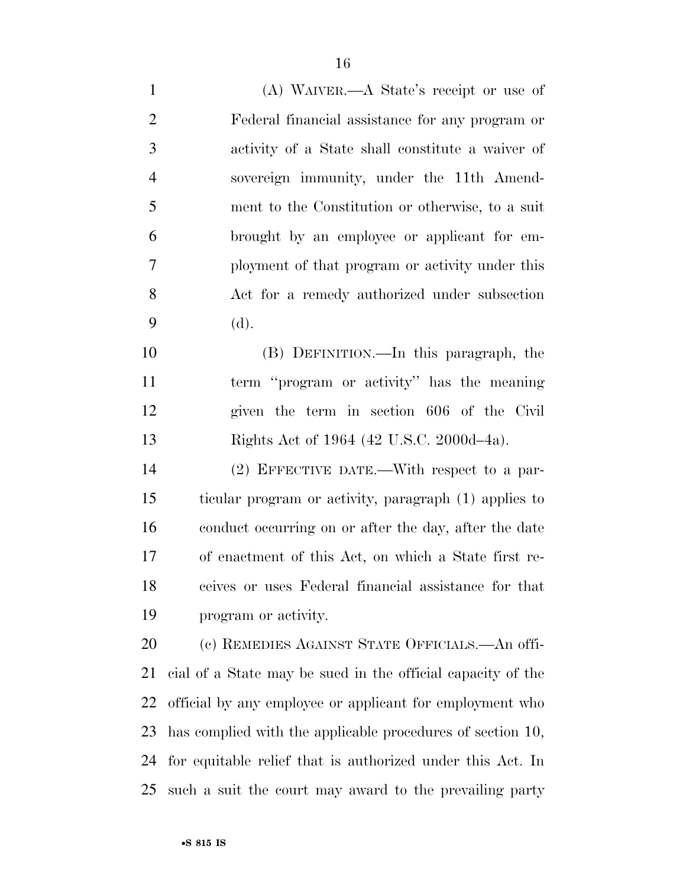(A) WAIVER.—A State's receipt or use of Federal financial assistance for any program or activity of a State shall constitute a waiver of sovereign immunity, under the 11th Amendment to the Constitution or otherwise, to a suit brought by an employee or applicant for employment of that program or activity under this Act for a remedy authorized under subsection (d).

(B) DEFINITION.—In this paragraph, the term ''program or activity'' has the meaning given the term in section 606 of the Civil Rights Act of 1964 (42 U.S.C. 2000d–4a).

(2) EFFECTIVE DATE.—With respect to a particular program or activity, paragraph (1) applies to conduct occurring on or after the day, after the date of enactment of this Act, on which a State first receives or uses Federal financial assistance for that program or activity.

(c) REMEDIES AGAINST STATE OFFICIALS.—An official of a State may be sued in the official capacity of the official by any employee or applicant for employment who has complied with the applicable procedures of section 10, for equitable relief that is authorized under this Act. In such a suit the court may award to the prevailing party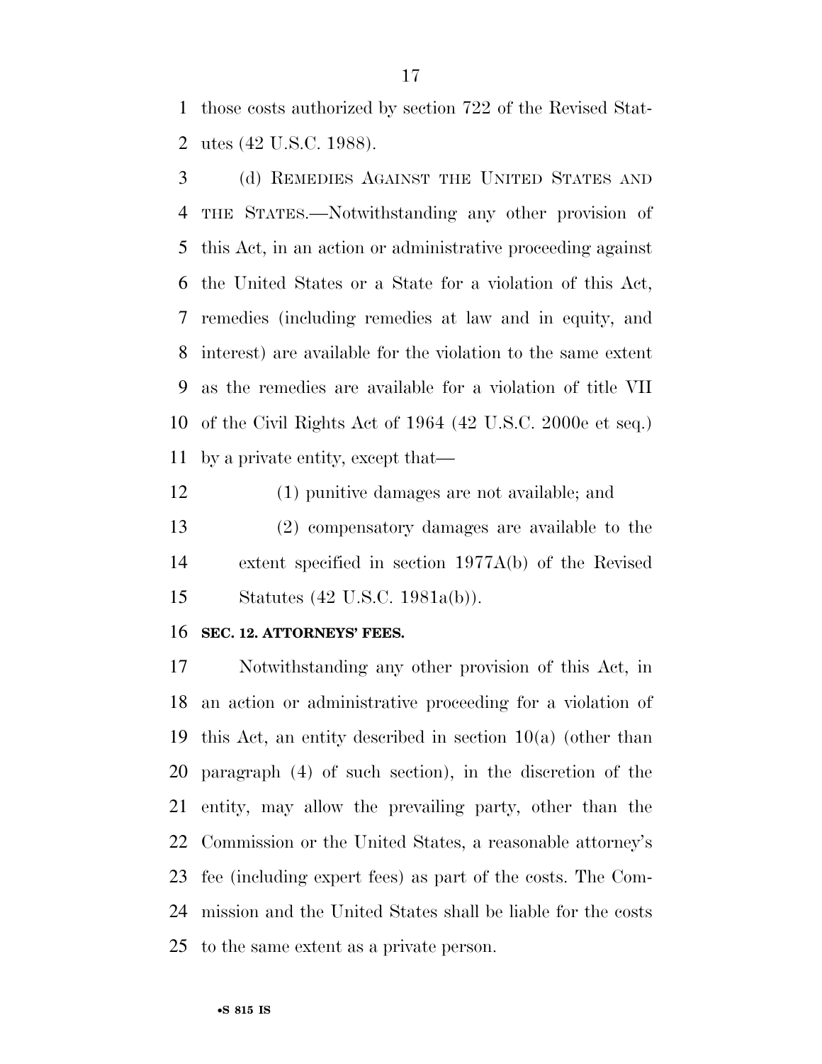those costs authorized by section 722 of the Revised Statutes (42 U.S.C. 1988).

(d) REMEDIES AGAINST THE UNITED STATES AND THE STATES.—Notwithstanding any other provision of this Act, in an action or administrative proceeding against the United States or a State for a violation of this Act, remedies (including remedies at law and in equity, and interest) are available for the violation to the same extent as the remedies are available for a violation of title VII of the Civil Rights Act of 1964 (42 U.S.C. 2000e et seq.) by a private entity, except that—

(1) punitive damages are not available; and

(2) compensatory damages are available to the extent specified in section 1977A(b) of the Revised Statutes (42 U.S.C. 1981a(b)).

**SEC. 12. ATTORNEYS' FEES.**

Notwithstanding any other provision of this Act, in an action or administrative proceeding for a violation of this Act, an entity described in section 10(a) (other than paragraph (4) of such section), in the discretion of the entity, may allow the prevailing party, other than the Commission or the United States, a reasonable attorney's fee (including expert fees) as part of the costs. The Commission and the United States shall be liable for the costs to the same extent as a private person.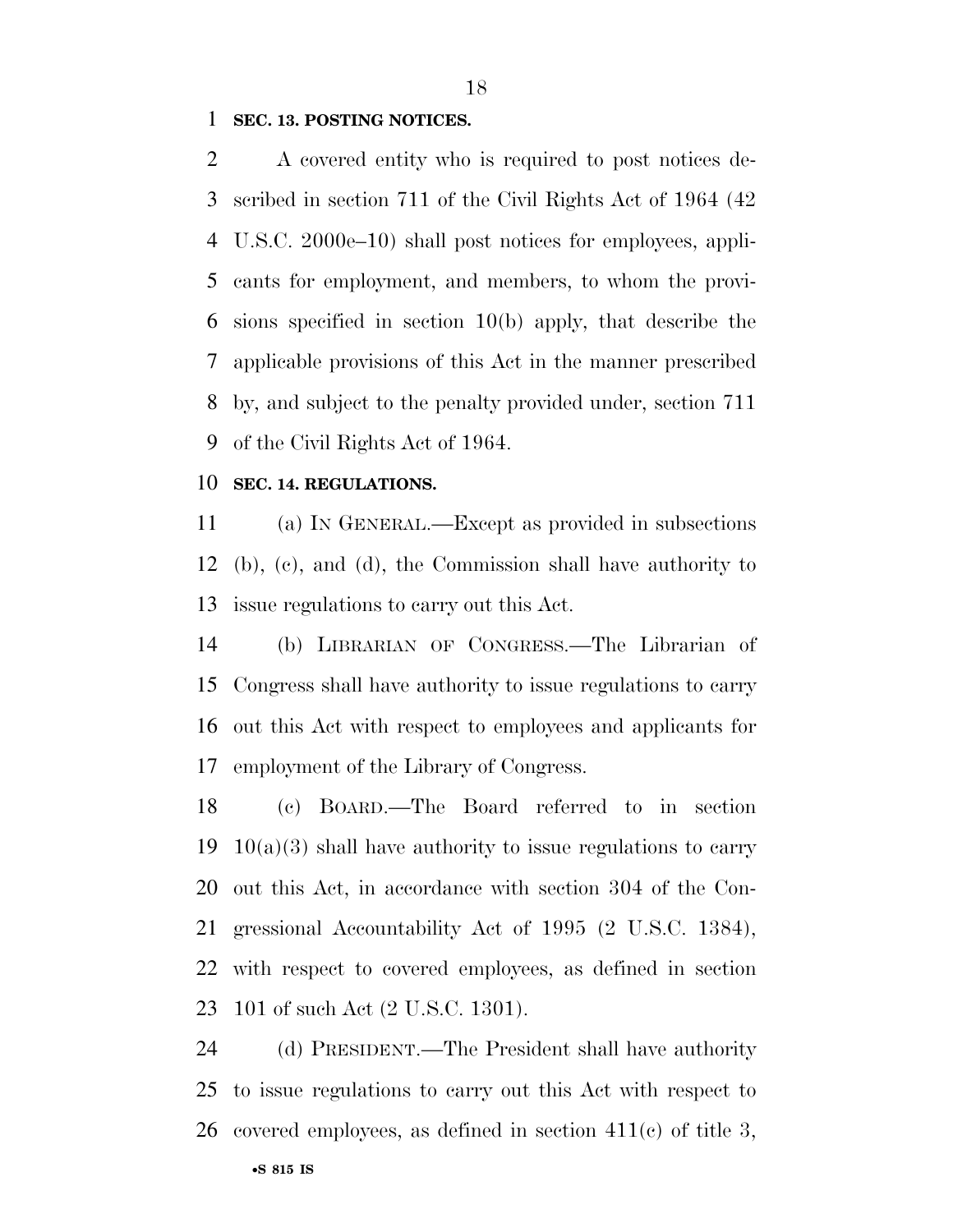**SEC. 13. POSTING NOTICES.**

A covered entity who is required to post notices described in section 711 of the Civil Rights Act of 1964 (42 U.S.C. 2000e–10) shall post notices for employees, applicants for employment, and members, to whom the provisions specified in section 10(b) apply, that describe the applicable provisions of this Act in the manner prescribed by, and subject to the penalty provided under, section 711 of the Civil Rights Act of 1964.

**SEC. 14. REGULATIONS.**

(a) IN GENERAL.—Except as provided in subsections (b), (c), and (d), the Commission shall have authority to issue regulations to carry out this Act.

(b) LIBRARIAN OF CONGRESS.—The Librarian of Congress shall have authority to issue regulations to carry out this Act with respect to employees and applicants for employment of the Library of Congress.

(c) BOARD.—The Board referred to in section 10(a)(3) shall have authority to issue regulations to carry out this Act, in accordance with section 304 of the Congressional Accountability Act of 1995 (2 U.S.C. 1384), with respect to covered employees, as defined in section 101 of such Act (2 U.S.C. 1301).

(d) PRESIDENT.—The President shall have authority to issue regulations to carry out this Act with respect to covered employees, as defined in section 411(c) of title 3,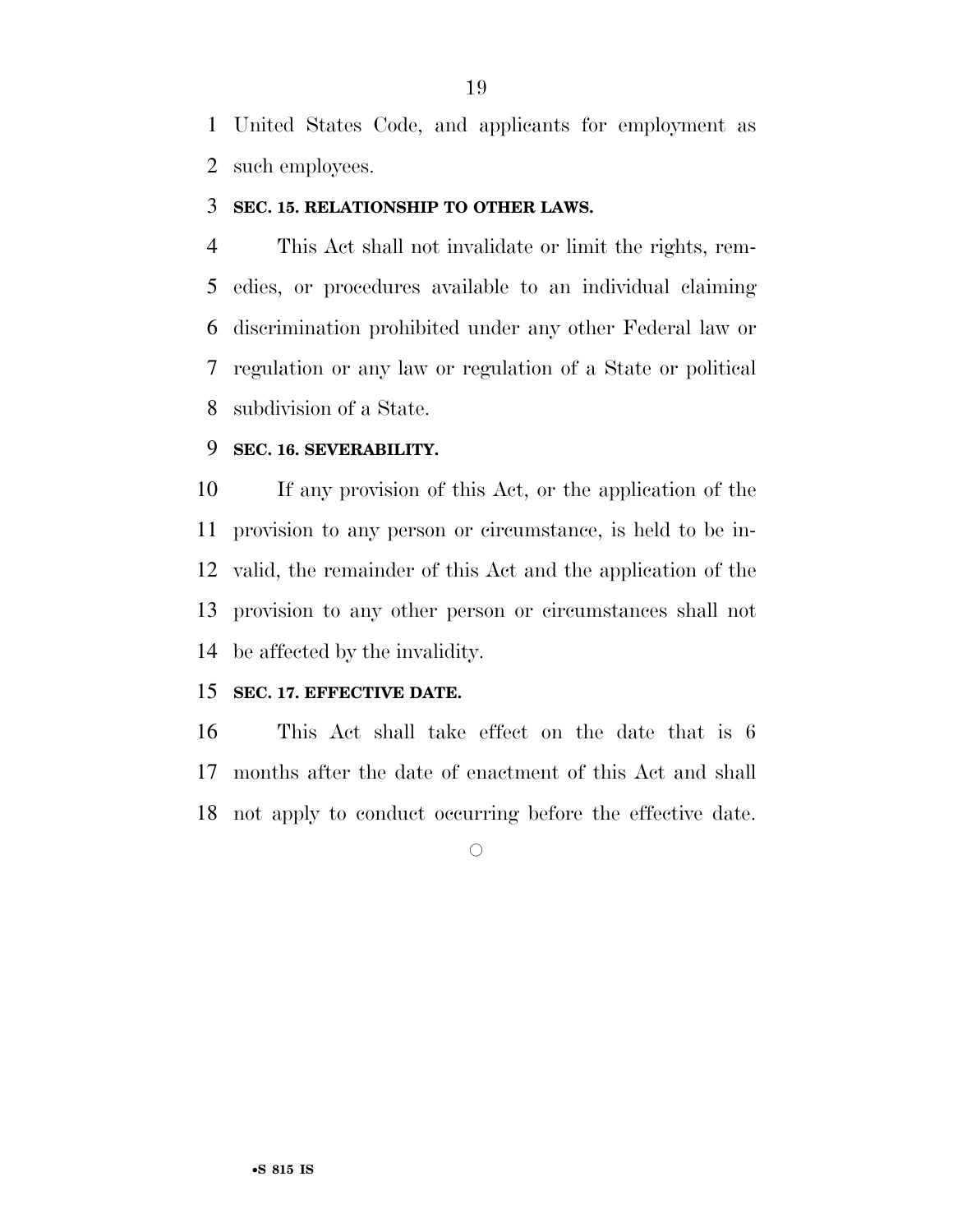United States Code, and applicants for employment as such employees.

**SEC. 15. RELATIONSHIP TO OTHER LAWS.**

This Act shall not invalidate or limit the rights, remedies, or procedures available to an individual claiming discrimination prohibited under any other Federal law or regulation or any law or regulation of a State or political subdivision of a State.

**SEC. 16. SEVERABILITY.**

If any provision of this Act, or the application of the provision to any person or circumstance, is held to be invalid, the remainder of this Act and the application of the provision to any other person or circumstances shall not be affected by the invalidity.

**SEC. 17. EFFECTIVE DATE.**

This Act shall take effect on the date that is 6 months after the date of enactment of this Act and shall not apply to conduct occurring before the effective date.

○